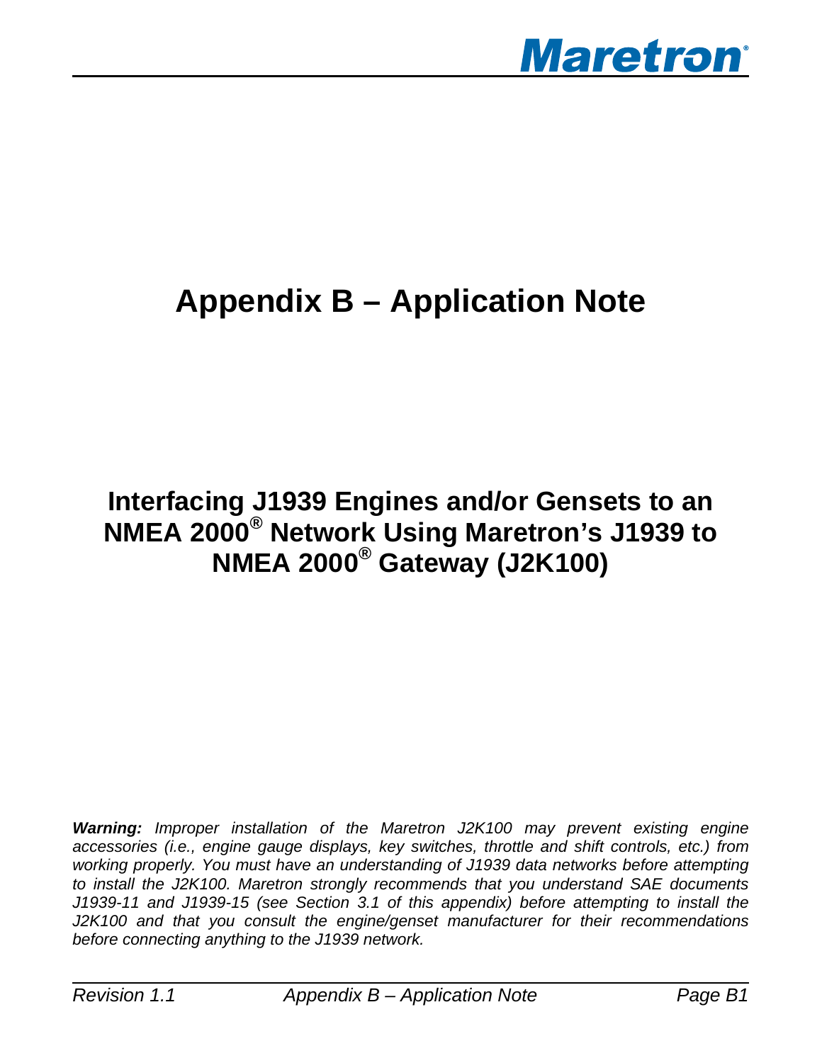# Appendix B – Application Note

## Interfacing J1939 Engines and/or Gensets to an NMEA 2000® Network Using Maretron's J1939 to NMEA 2000® Gateway (J2K100)

***Warning:*** *Improper installation of the Maretron J2K100 may prevent existing engine accessories (i.e., engine gauge displays, key switches, throttle and shift controls, etc.) from working properly. You must have an understanding of J1939 data networks before attempting to install the J2K100. Maretron strongly recommends that you understand SAE documents J1939-11 and J1939-15 (see Section 3.1 of this appendix) before attempting to install the J2K100 and that you consult the engine/genset manufacturer for their recommendations before connecting anything to the J1939 network.*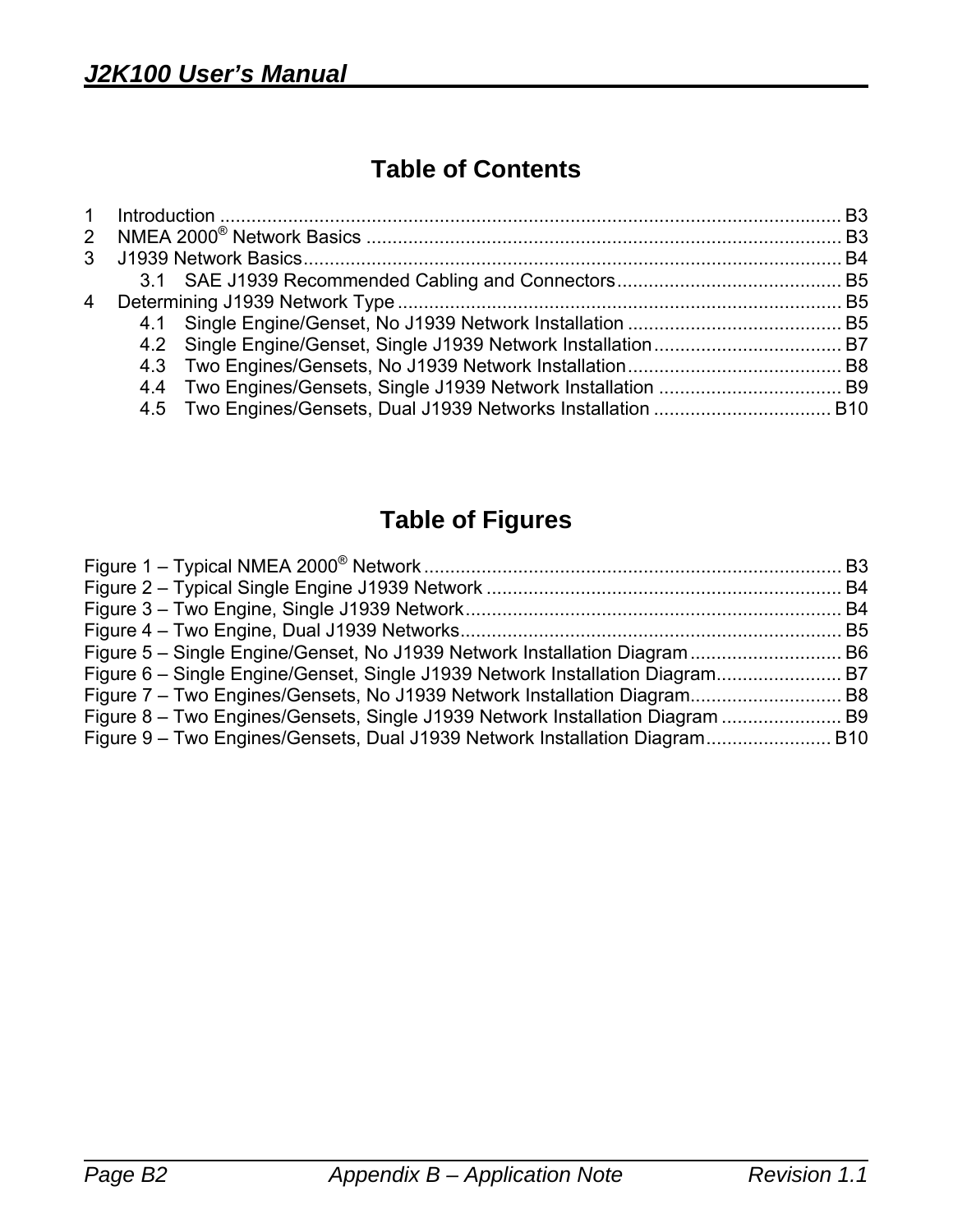# Table of Contents

1 Introduction ........................................................................................................................ B3
2 NMEA 2000® Network Basics ........................................................................................... B3
3 J1939 Network Basics........................................................................................................ B4
    3.1 SAE J1939 Recommended Cabling and Connectors........................................... B5
4 Determining J1939 Network Type ...................................................................................... B5
    4.1 Single Engine/Genset, No J1939 Network Installation ......................................... B5
    4.2 Single Engine/Genset, Single J1939 Network Installation.................................... B7
    4.3 Two Engines/Gensets, No J1939 Network Installation......................................... B8
    4.4 Two Engines/Gensets, Single J1939 Network Installation ................................... B9
    4.5 Two Engines/Gensets, Dual J1939 Networks Installation .................................. B10

# Table of Figures

Figure 1 – Typical NMEA 2000® Network ................................................................................ B3
Figure 2 – Typical Single Engine J1939 Network .................................................................... B4
Figure 3 – Two Engine, Single J1939 Network........................................................................ B4
Figure 4 – Two Engine, Dual J1939 Networks......................................................................... B5
Figure 5 – Single Engine/Genset, No J1939 Network Installation Diagram............................. B6
Figure 6 – Single Engine/Genset, Single J1939 Network Installation Diagram........................ B7
Figure 7 – Two Engines/Gensets, No J1939 Network Installation Diagram............................. B8
Figure 8 – Two Engines/Gensets, Single J1939 Network Installation Diagram ....................... B9
Figure 9 – Two Engines/Gensets, Dual J1939 Network Installation Diagram........................ B10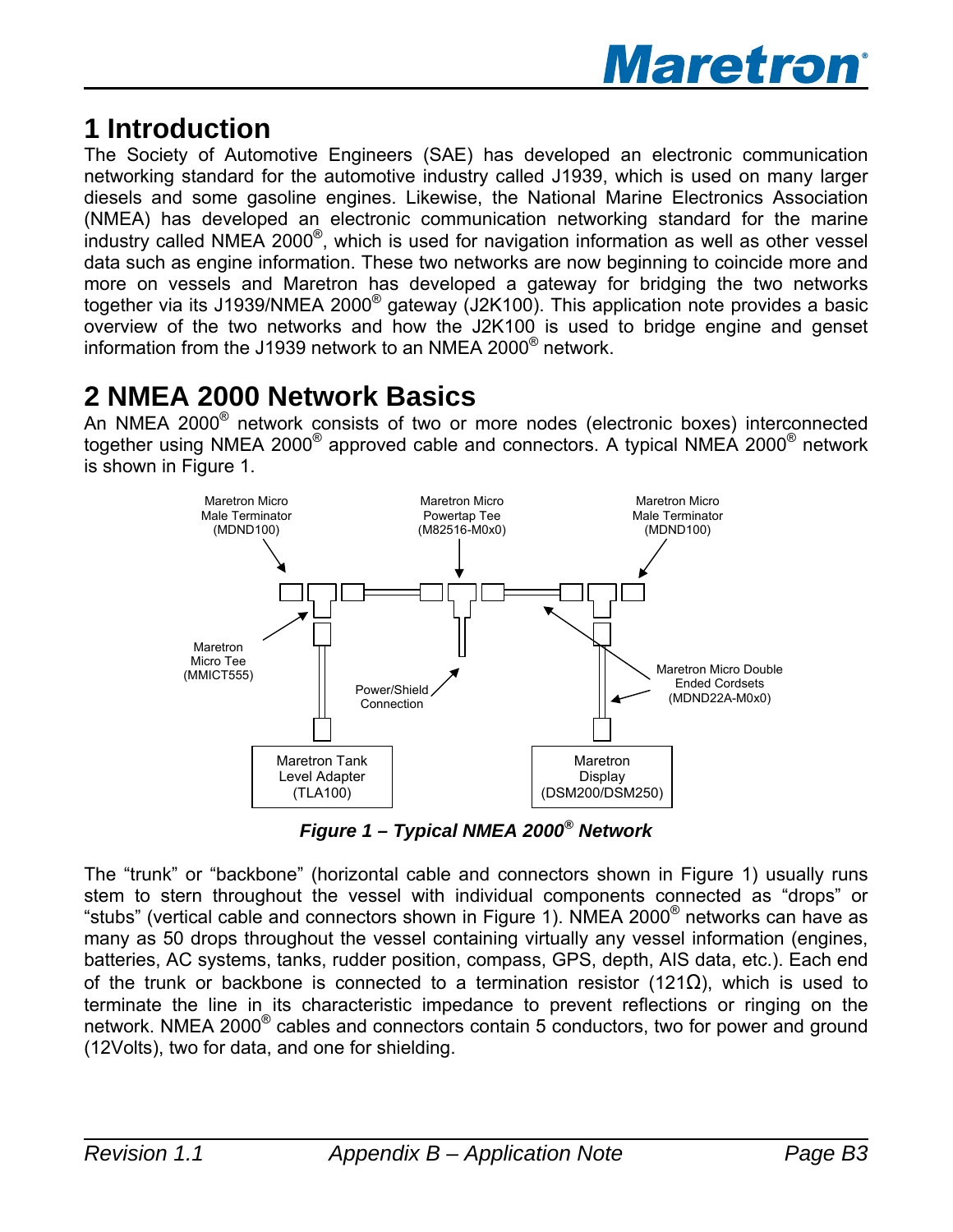# 1 Introduction

The Society of Automotive Engineers (SAE) has developed an electronic communication networking standard for the automotive industry called J1939, which is used on many larger diesels and some gasoline engines. Likewise, the National Marine Electronics Association (NMEA) has developed an electronic communication networking standard for the marine industry called NMEA 2000®, which is used for navigation information as well as other vessel data such as engine information. These two networks are now beginning to coincide more and more on vessels and Maretron has developed a gateway for bridging the two networks together via its J1939/NMEA 2000® gateway (J2K100). This application note provides a basic overview of the two networks and how the J2K100 is used to bridge engine and genset information from the J1939 network to an NMEA 2000® network.

# 2 NMEA 2000 Network Basics

An NMEA 2000® network consists of two or more nodes (electronic boxes) interconnected together using NMEA 2000® approved cable and connectors. A typical NMEA 2000® network is shown in Figure 1.

Maretron Micro Male Terminator (MDND100)

Maretron Micro Powertap Tee (M82516-M0x0)

Maretron Micro Male Terminator (MDND100)

Maretron Micro Tee (MMICT555)

Power/Shield Connection

Maretron Micro Double Ended Cordsets (MDND22A-M0x0)

Maretron Tank Level Adapter (TLA100)

Maretron Display (DSM200/DSM250)

***Figure 1 – Typical NMEA 2000® Network***

The "trunk" or "backbone" (horizontal cable and connectors shown in Figure 1) usually runs stem to stern throughout the vessel with individual components connected as "drops" or "stubs" (vertical cable and connectors shown in Figure 1). NMEA 2000® networks can have as many as 50 drops throughout the vessel containing virtually any vessel information (engines, batteries, AC systems, tanks, rudder position, compass, GPS, depth, AIS data, etc.). Each end of the trunk or backbone is connected to a termination resistor (121Ω), which is used to terminate the line in its characteristic impedance to prevent reflections or ringing on the network. NMEA 2000® cables and connectors contain 5 conductors, two for power and ground (12Volts), two for data, and one for shielding.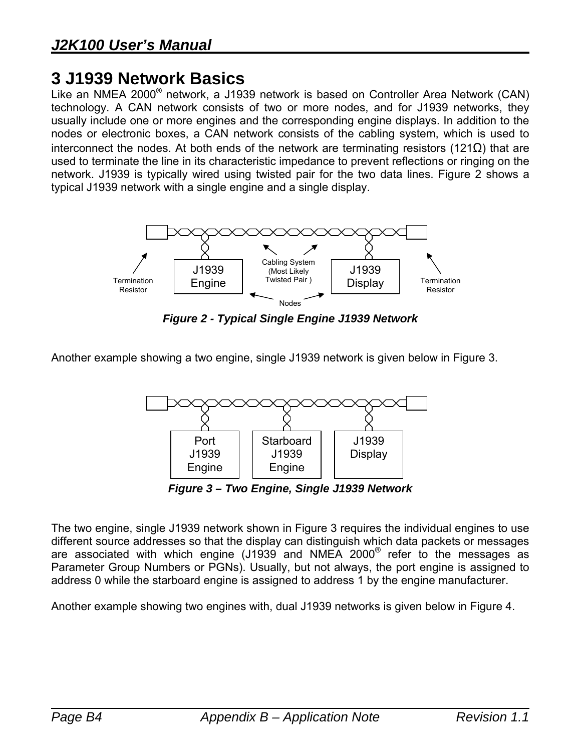# 3 J1939 Network Basics

Like an NMEA 2000® network, a J1939 network is based on Controller Area Network (CAN) technology. A CAN network consists of two or more nodes, and for J1939 networks, they usually include one or more engines and the corresponding engine displays. In addition to the nodes or electronic boxes, a CAN network consists of the cabling system, which is used to interconnect the nodes. At both ends of the network are terminating resistors (121Ω) that are used to terminate the line in its characteristic impedance to prevent reflections or ringing on the network. J1939 is typically wired using twisted pair for the two data lines. Figure 2 shows a typical J1939 network with a single engine and a single display.

Termination Resistor | J1939 Engine | Cabling System (Most Likely Twisted Pair ) | Nodes | J1939 Display | Termination Resistor

***Figure 2 - Typical Single Engine J1939 Network***

Another example showing a two engine, single J1939 network is given below in Figure 3.

Port J1939 Engine | Starboard J1939 Engine | J1939 Display

***Figure 3 – Two Engine, Single J1939 Network***

The two engine, single J1939 network shown in Figure 3 requires the individual engines to use different source addresses so that the display can distinguish which data packets or messages are associated with which engine (J1939 and NMEA 2000® refer to the messages as Parameter Group Numbers or PGNs). Usually, but not always, the port engine is assigned to address 0 while the starboard engine is assigned to address 1 by the engine manufacturer.

Another example showing two engines with, dual J1939 networks is given below in Figure 4.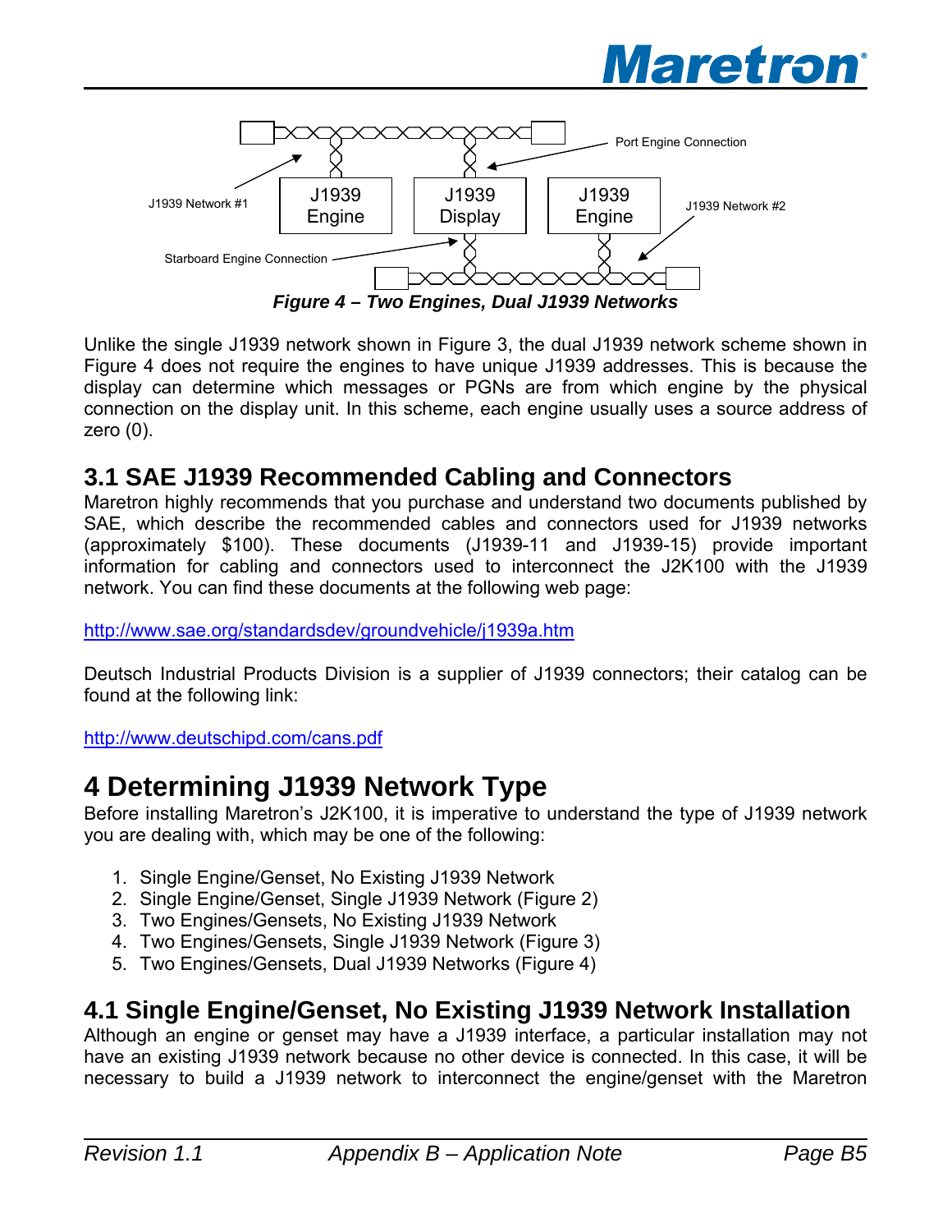J1939 Network #1

J1939 Engine

J1939 Display

J1939 Engine

Port Engine Connection

J1939 Network #2

Starboard Engine Connection

***Figure 4 – Two Engines, Dual J1939 Networks***

Unlike the single J1939 network shown in Figure 3, the dual J1939 network scheme shown in Figure 4 does not require the engines to have unique J1939 addresses. This is because the display can determine which messages or PGNs are from which engine by the physical connection on the display unit. In this scheme, each engine usually uses a source address of zero (0).

## 3.1 SAE J1939 Recommended Cabling and Connectors

Maretron highly recommends that you purchase and understand two documents published by SAE, which describe the recommended cables and connectors used for J1939 networks (approximately $100). These documents (J1939-11 and J1939-15) provide important information for cabling and connectors used to interconnect the J2K100 with the J1939 network. You can find these documents at the following web page:

http://www.sae.org/standardsdev/groundvehicle/j1939a.htm

Deutsch Industrial Products Division is a supplier of J1939 connectors; their catalog can be found at the following link:

http://www.deutschipd.com/cans.pdf

# 4 Determining J1939 Network Type

Before installing Maretron's J2K100, it is imperative to understand the type of J1939 network you are dealing with, which may be one of the following:

1. Single Engine/Genset, No Existing J1939 Network
2. Single Engine/Genset, Single J1939 Network (Figure 2)
3. Two Engines/Gensets, No Existing J1939 Network
4. Two Engines/Gensets, Single J1939 Network (Figure 3)
5. Two Engines/Gensets, Dual J1939 Networks (Figure 4)

## 4.1 Single Engine/Genset, No Existing J1939 Network Installation

Although an engine or genset may have a J1939 interface, a particular installation may not have an existing J1939 network because no other device is connected. In this case, it will be necessary to build a J1939 network to interconnect the engine/genset with the Maretron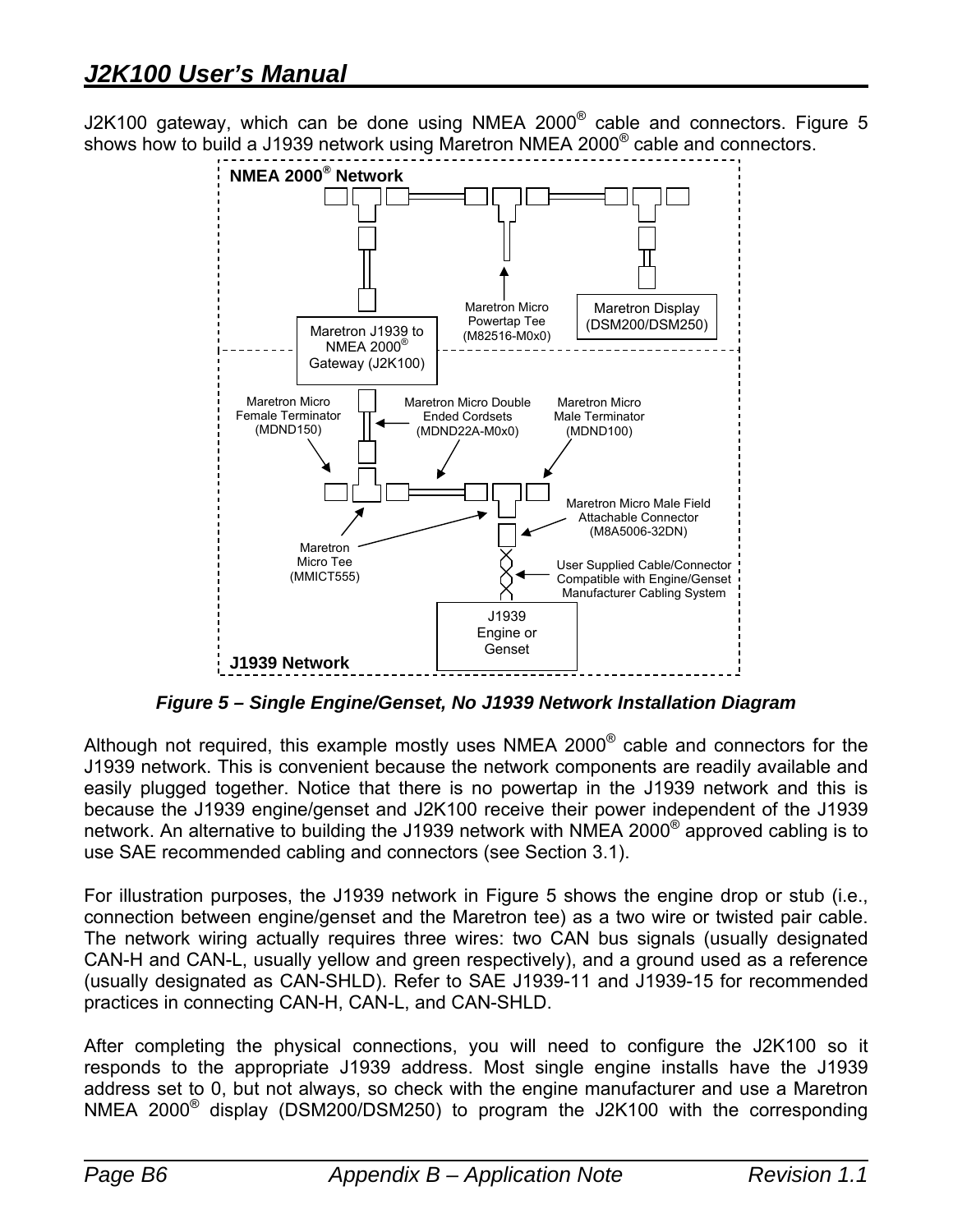J2K100 gateway, which can be done using NMEA 2000® cable and connectors. Figure 5 shows how to build a J1939 network using Maretron NMEA 2000® cable and connectors.

NMEA 2000® Network

Maretron Micro Powertap Tee (M82516-M0x0)

Maretron Display (DSM200/DSM250)

Maretron J1939 to NMEA 2000® Gateway (J2K100)

Maretron Micro Female Terminator (MDND150)

Maretron Micro Double Ended Cordsets (MDND22A-M0x0)

Maretron Micro Male Terminator (MDND100)

Maretron Micro Male Field Attachable Connector (M8A5006-32DN)

Maretron Micro Tee (MMICT555)

User Supplied Cable/Connector Compatible with Engine/Genset Manufacturer Cabling System

J1939 Engine or Genset

J1939 Network

***Figure 5 – Single Engine/Genset, No J1939 Network Installation Diagram***

Although not required, this example mostly uses NMEA 2000® cable and connectors for the J1939 network. This is convenient because the network components are readily available and easily plugged together. Notice that there is no powertap in the J1939 network and this is because the J1939 engine/genset and J2K100 receive their power independent of the J1939 network. An alternative to building the J1939 network with NMEA 2000® approved cabling is to use SAE recommended cabling and connectors (see Section 3.1).

For illustration purposes, the J1939 network in Figure 5 shows the engine drop or stub (i.e., connection between engine/genset and the Maretron tee) as a two wire or twisted pair cable. The network wiring actually requires three wires: two CAN bus signals (usually designated CAN-H and CAN-L, usually yellow and green respectively), and a ground used as a reference (usually designated as CAN-SHLD). Refer to SAE J1939-11 and J1939-15 for recommended practices in connecting CAN-H, CAN-L, and CAN-SHLD.

After completing the physical connections, you will need to configure the J2K100 so it responds to the appropriate J1939 address. Most single engine installs have the J1939 address set to 0, but not always, so check with the engine manufacturer and use a Maretron NMEA 2000® display (DSM200/DSM250) to program the J2K100 with the corresponding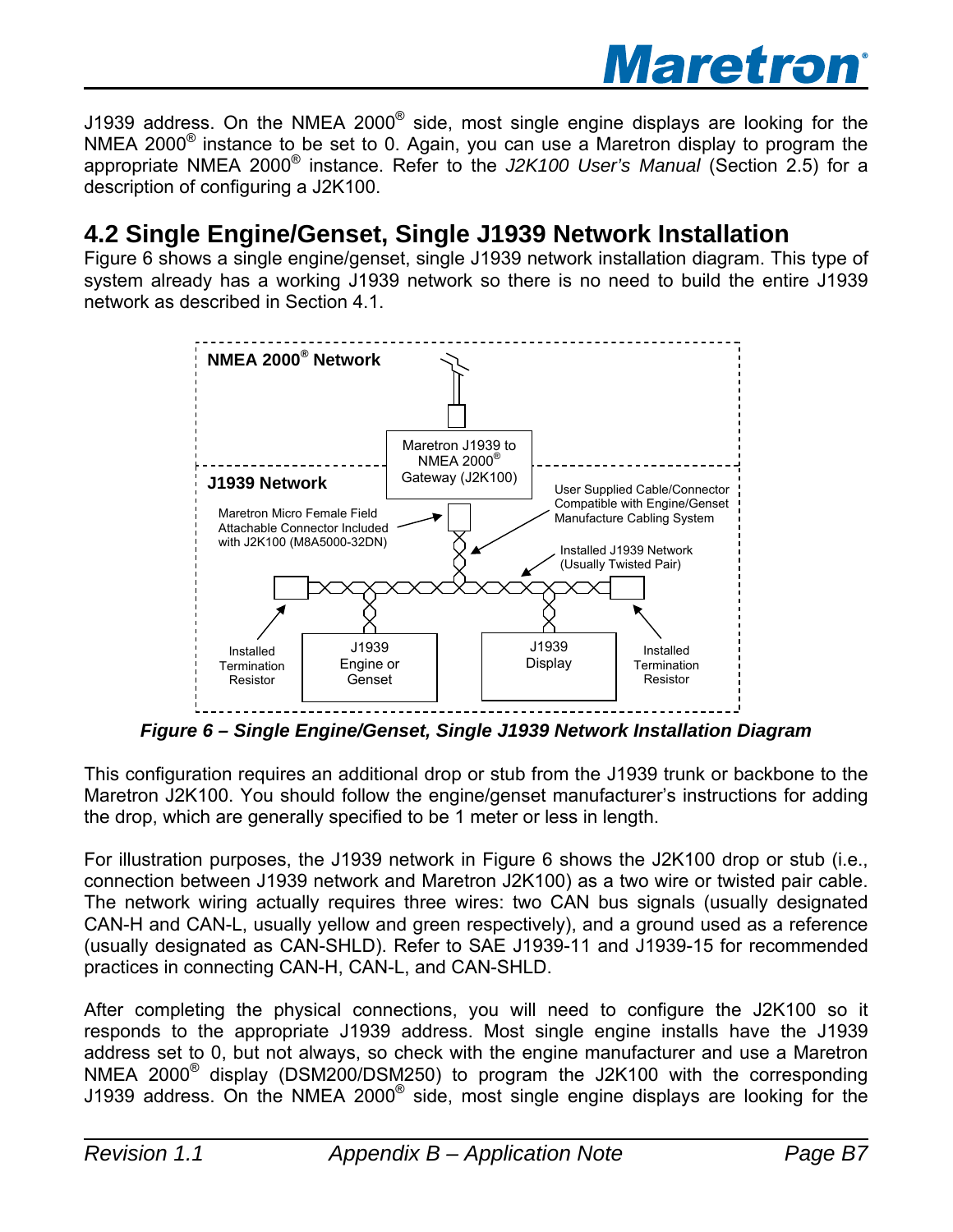J1939 address. On the NMEA 2000® side, most single engine displays are looking for the NMEA 2000® instance to be set to 0. Again, you can use a Maretron display to program the appropriate NMEA 2000® instance. Refer to the *J2K100 User's Manual* (Section 2.5) for a description of configuring a J2K100.

## 4.2 Single Engine/Genset, Single J1939 Network Installation

Figure 6 shows a single engine/genset, single J1939 network installation diagram. This type of system already has a working J1939 network so there is no need to build the entire J1939 network as described in Section 4.1.

***Figure 6 – Single Engine/Genset, Single J1939 Network Installation Diagram***

This configuration requires an additional drop or stub from the J1939 trunk or backbone to the Maretron J2K100. You should follow the engine/genset manufacturer's instructions for adding the drop, which are generally specified to be 1 meter or less in length.

For illustration purposes, the J1939 network in Figure 6 shows the J2K100 drop or stub (i.e., connection between J1939 network and Maretron J2K100) as a two wire or twisted pair cable. The network wiring actually requires three wires: two CAN bus signals (usually designated CAN-H and CAN-L, usually yellow and green respectively), and a ground used as a reference (usually designated as CAN-SHLD). Refer to SAE J1939-11 and J1939-15 for recommended practices in connecting CAN-H, CAN-L, and CAN-SHLD.

After completing the physical connections, you will need to configure the J2K100 so it responds to the appropriate J1939 address. Most single engine installs have the J1939 address set to 0, but not always, so check with the engine manufacturer and use a Maretron NMEA 2000® display (DSM200/DSM250) to program the J2K100 with the corresponding J1939 address. On the NMEA 2000® side, most single engine displays are looking for the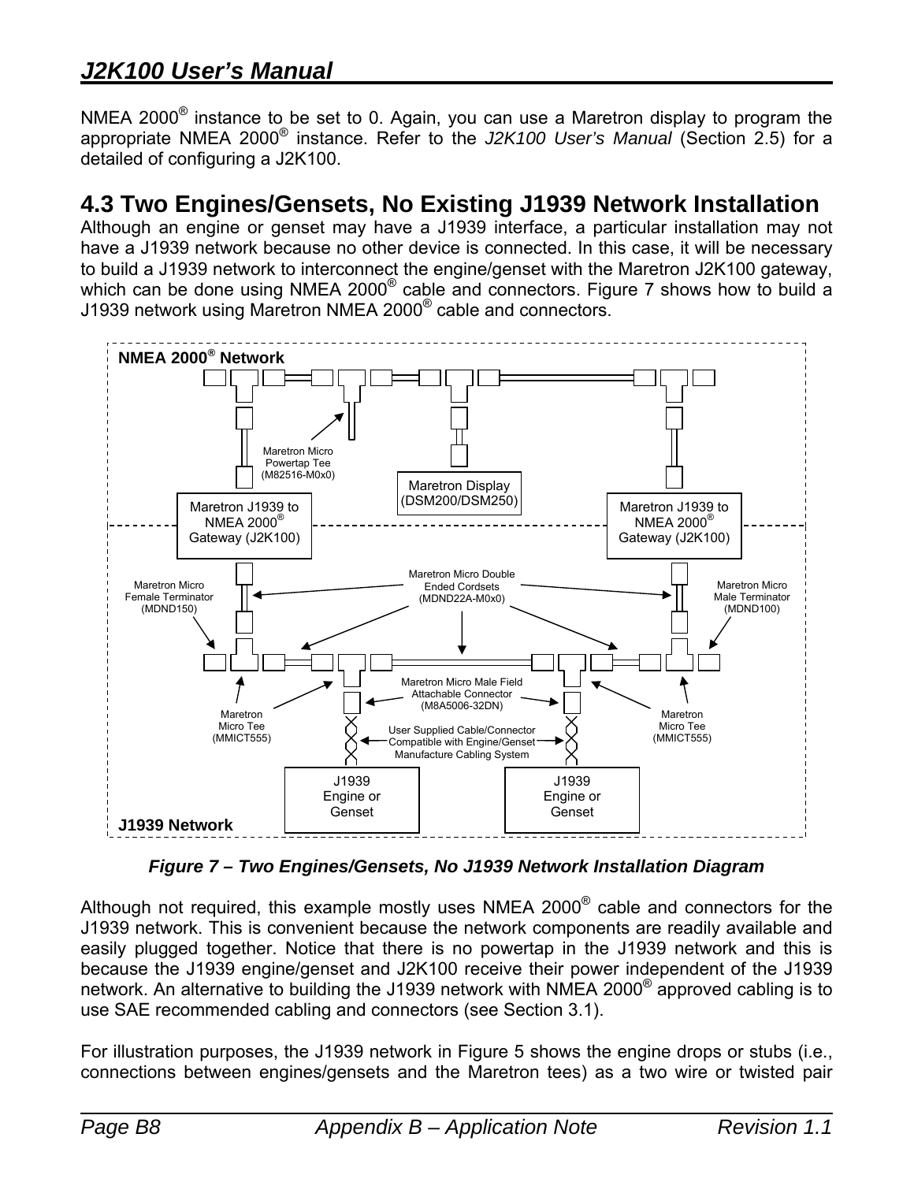NMEA 2000® instance to be set to 0. Again, you can use a Maretron display to program the appropriate NMEA 2000® instance. Refer to the *J2K100 User's Manual* (Section 2.5) for a detailed of configuring a J2K100.

## 4.3 Two Engines/Gensets, No Existing J1939 Network Installation

Although an engine or genset may have a J1939 interface, a particular installation may not have a J1939 network because no other device is connected. In this case, it will be necessary to build a J1939 network to interconnect the engine/genset with the Maretron J2K100 gateway, which can be done using NMEA 2000® cable and connectors. Figure 7 shows how to build a J1939 network using Maretron NMEA 2000® cable and connectors.

***Figure 7 – Two Engines/Gensets, No J1939 Network Installation Diagram***

Although not required, this example mostly uses NMEA 2000® cable and connectors for the J1939 network. This is convenient because the network components are readily available and easily plugged together. Notice that there is no powertap in the J1939 network and this is because the J1939 engine/genset and J2K100 receive their power independent of the J1939 network. An alternative to building the J1939 network with NMEA 2000® approved cabling is to use SAE recommended cabling and connectors (see Section 3.1).

For illustration purposes, the J1939 network in Figure 5 shows the engine drops or stubs (i.e., connections between engines/gensets and the Maretron tees) as a two wire or twisted pair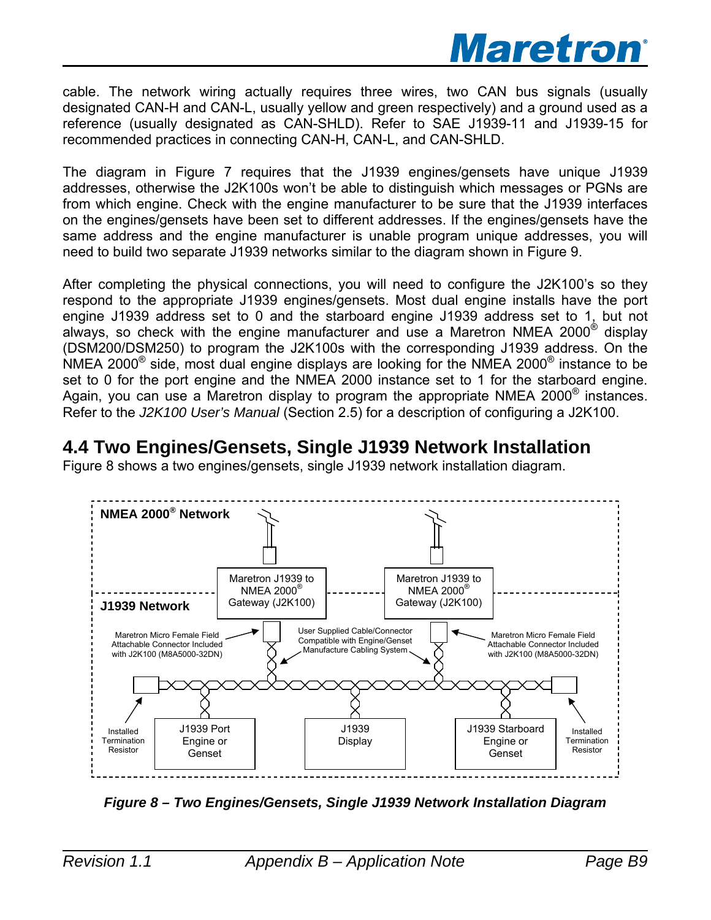cable. The network wiring actually requires three wires, two CAN bus signals (usually designated CAN-H and CAN-L, usually yellow and green respectively) and a ground used as a reference (usually designated as CAN-SHLD). Refer to SAE J1939-11 and J1939-15 for recommended practices in connecting CAN-H, CAN-L, and CAN-SHLD.

The diagram in Figure 7 requires that the J1939 engines/gensets have unique J1939 addresses, otherwise the J2K100s won't be able to distinguish which messages or PGNs are from which engine. Check with the engine manufacturer to be sure that the J1939 interfaces on the engines/gensets have been set to different addresses. If the engines/gensets have the same address and the engine manufacturer is unable program unique addresses, you will need to build two separate J1939 networks similar to the diagram shown in Figure 9.

After completing the physical connections, you will need to configure the J2K100's so they respond to the appropriate J1939 engines/gensets. Most dual engine installs have the port engine J1939 address set to 0 and the starboard engine J1939 address set to 1, but not always, so check with the engine manufacturer and use a Maretron NMEA 2000® display (DSM200/DSM250) to program the J2K100s with the corresponding J1939 address. On the NMEA 2000® side, most dual engine displays are looking for the NMEA 2000® instance to be set to 0 for the port engine and the NMEA 2000 instance set to 1 for the starboard engine. Again, you can use a Maretron display to program the appropriate NMEA 2000® instances. Refer to the *J2K100 User's Manual* (Section 2.5) for a description of configuring a J2K100.

## 4.4 Two Engines/Gensets, Single J1939 Network Installation

Figure 8 shows a two engines/gensets, single J1939 network installation diagram.

NMEA 2000® Network

J1939 Network

Maretron J1939 to NMEA 2000® Gateway (J2K100)

Maretron J1939 to NMEA 2000® Gateway (J2K100)

Maretron Micro Female Field Attachable Connector Included with J2K100 (M8A5000-32DN)

User Supplied Cable/Connector Compatible with Engine/Genset Manufacture Cabling System

Maretron Micro Female Field Attachable Connector Included with J2K100 (M8A5000-32DN)

Installed Termination Resistor

J1939 Port Engine or Genset

J1939 Display

J1939 Starboard Engine or Genset

Installed Termination Resistor

***Figure 8 – Two Engines/Gensets, Single J1939 Network Installation Diagram***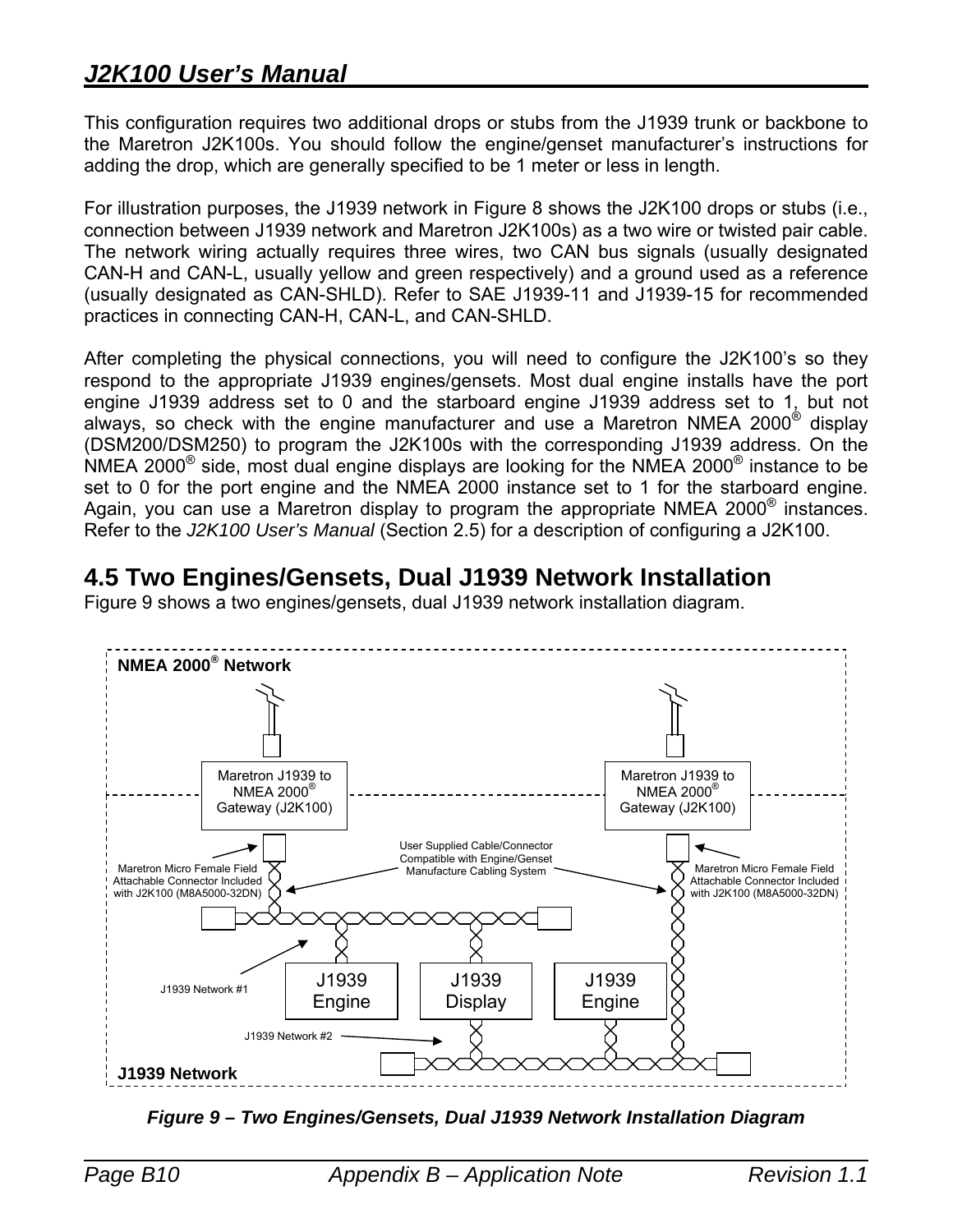This configuration requires two additional drops or stubs from the J1939 trunk or backbone to the Maretron J2K100s. You should follow the engine/genset manufacturer's instructions for adding the drop, which are generally specified to be 1 meter or less in length.

For illustration purposes, the J1939 network in Figure 8 shows the J2K100 drops or stubs (i.e., connection between J1939 network and Maretron J2K100s) as a two wire or twisted pair cable. The network wiring actually requires three wires, two CAN bus signals (usually designated CAN-H and CAN-L, usually yellow and green respectively) and a ground used as a reference (usually designated as CAN-SHLD). Refer to SAE J1939-11 and J1939-15 for recommended practices in connecting CAN-H, CAN-L, and CAN-SHLD.

After completing the physical connections, you will need to configure the J2K100's so they respond to the appropriate J1939 engines/gensets. Most dual engine installs have the port engine J1939 address set to 0 and the starboard engine J1939 address set to 1, but not always, so check with the engine manufacturer and use a Maretron NMEA 2000® display (DSM200/DSM250) to program the J2K100s with the corresponding J1939 address. On the NMEA 2000® side, most dual engine displays are looking for the NMEA 2000® instance to be set to 0 for the port engine and the NMEA 2000 instance set to 1 for the starboard engine. Again, you can use a Maretron display to program the appropriate NMEA 2000® instances. Refer to the *J2K100 User's Manual* (Section 2.5) for a description of configuring a J2K100.

## 4.5 Two Engines/Gensets, Dual J1939 Network Installation

Figure 9 shows a two engines/gensets, dual J1939 network installation diagram.

NMEA 2000® Network

Maretron J1939 to NMEA 2000® Gateway (J2K100)

Maretron J1939 to NMEA 2000® Gateway (J2K100)

User Supplied Cable/Connector Compatible with Engine/Genset Manufacture Cabling System

Maretron Micro Female Field Attachable Connector Included with J2K100 (M8A5000-32DN)

Maretron Micro Female Field Attachable Connector Included with J2K100 (M8A5000-32DN)

J1939 Network #1

J1939 Engine

J1939 Display

J1939 Engine

J1939 Network #2

J1939 Network

***Figure 9 – Two Engines/Gensets, Dual J1939 Network Installation Diagram***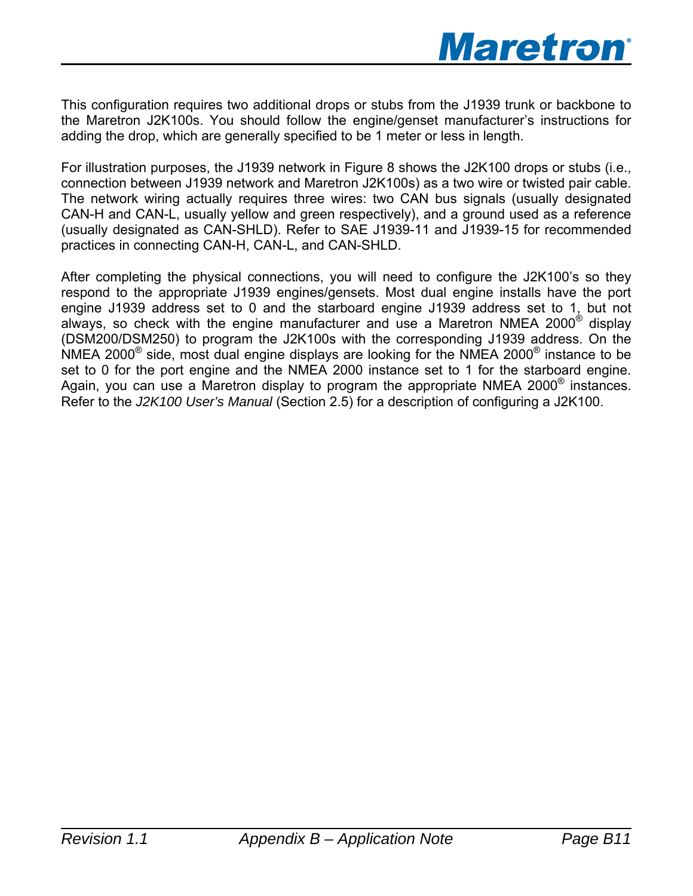This configuration requires two additional drops or stubs from the J1939 trunk or backbone to the Maretron J2K100s. You should follow the engine/genset manufacturer's instructions for adding the drop, which are generally specified to be 1 meter or less in length.

For illustration purposes, the J1939 network in Figure 8 shows the J2K100 drops or stubs (i.e., connection between J1939 network and Maretron J2K100s) as a two wire or twisted pair cable. The network wiring actually requires three wires: two CAN bus signals (usually designated CAN-H and CAN-L, usually yellow and green respectively), and a ground used as a reference (usually designated as CAN-SHLD). Refer to SAE J1939-11 and J1939-15 for recommended practices in connecting CAN-H, CAN-L, and CAN-SHLD.

After completing the physical connections, you will need to configure the J2K100's so they respond to the appropriate J1939 engines/gensets. Most dual engine installs have the port engine J1939 address set to 0 and the starboard engine J1939 address set to 1, but not always, so check with the engine manufacturer and use a Maretron NMEA 2000® display (DSM200/DSM250) to program the J2K100s with the corresponding J1939 address. On the NMEA 2000® side, most dual engine displays are looking for the NMEA 2000® instance to be set to 0 for the port engine and the NMEA 2000 instance set to 1 for the starboard engine. Again, you can use a Maretron display to program the appropriate NMEA 2000® instances. Refer to the *J2K100 User's Manual* (Section 2.5) for a description of configuring a J2K100.